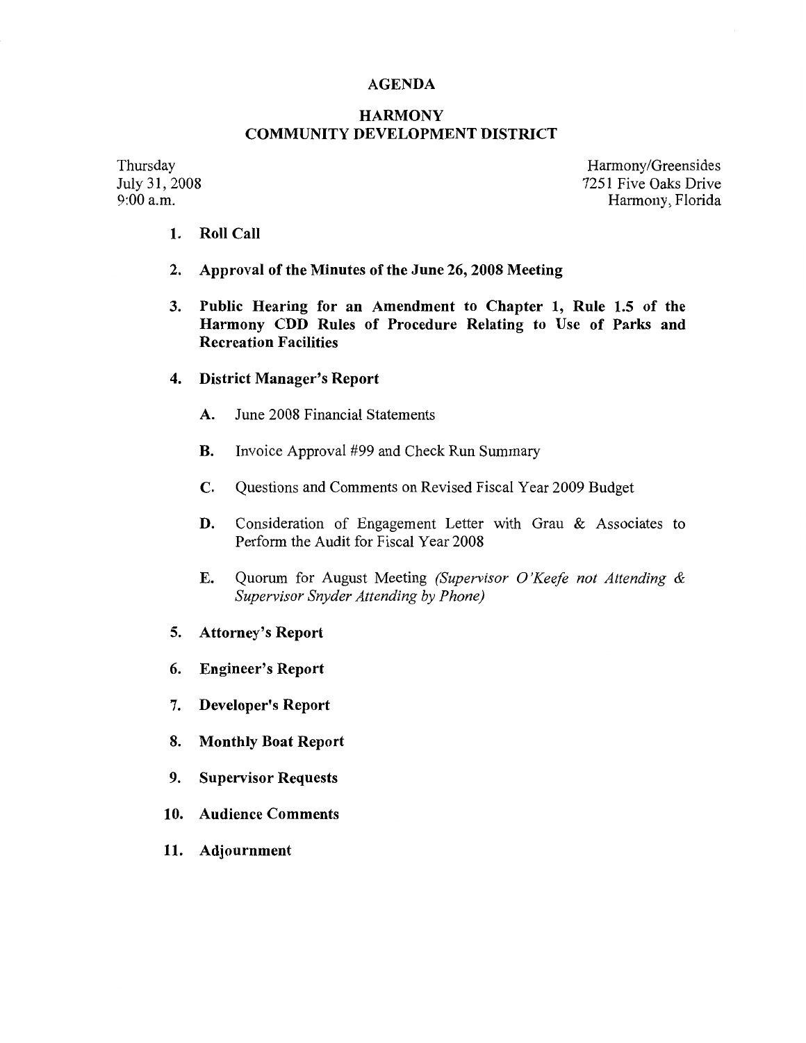# AGENDA

## HARMONY COMMUNITY DEVELOPMENT DISTRICT

Thursday
July 31, 2008
9:00 a.m.

Harmony/Greensides
7251 Five Oaks Drive
Harmony, Florida

1. **Roll Call**

2. **Approval of the Minutes of the June 26, 2008 Meeting**

3. **Public Hearing for an Amendment to Chapter 1, Rule 1.5 of the Harmony CDD Rules of Procedure Relating to Use of Parks and Recreation Facilities**

4. **District Manager's Report**

   **A.** June 2008 Financial Statements

   **B.** Invoice Approval #99 and Check Run Summary

   **C.** Questions and Comments on Revised Fiscal Year 2009 Budget

   **D.** Consideration of Engagement Letter with Grau & Associates to Perform the Audit for Fiscal Year 2008

   **E.** Quorum for August Meeting *(Supervisor O'Keefe not Attending & Supervisor Snyder Attending by Phone)*

5. **Attorney's Report**

6. **Engineer's Report**

7. **Developer's Report**

8. **Monthly Boat Report**

9. **Supervisor Requests**

10. **Audience Comments**

11. **Adjournment**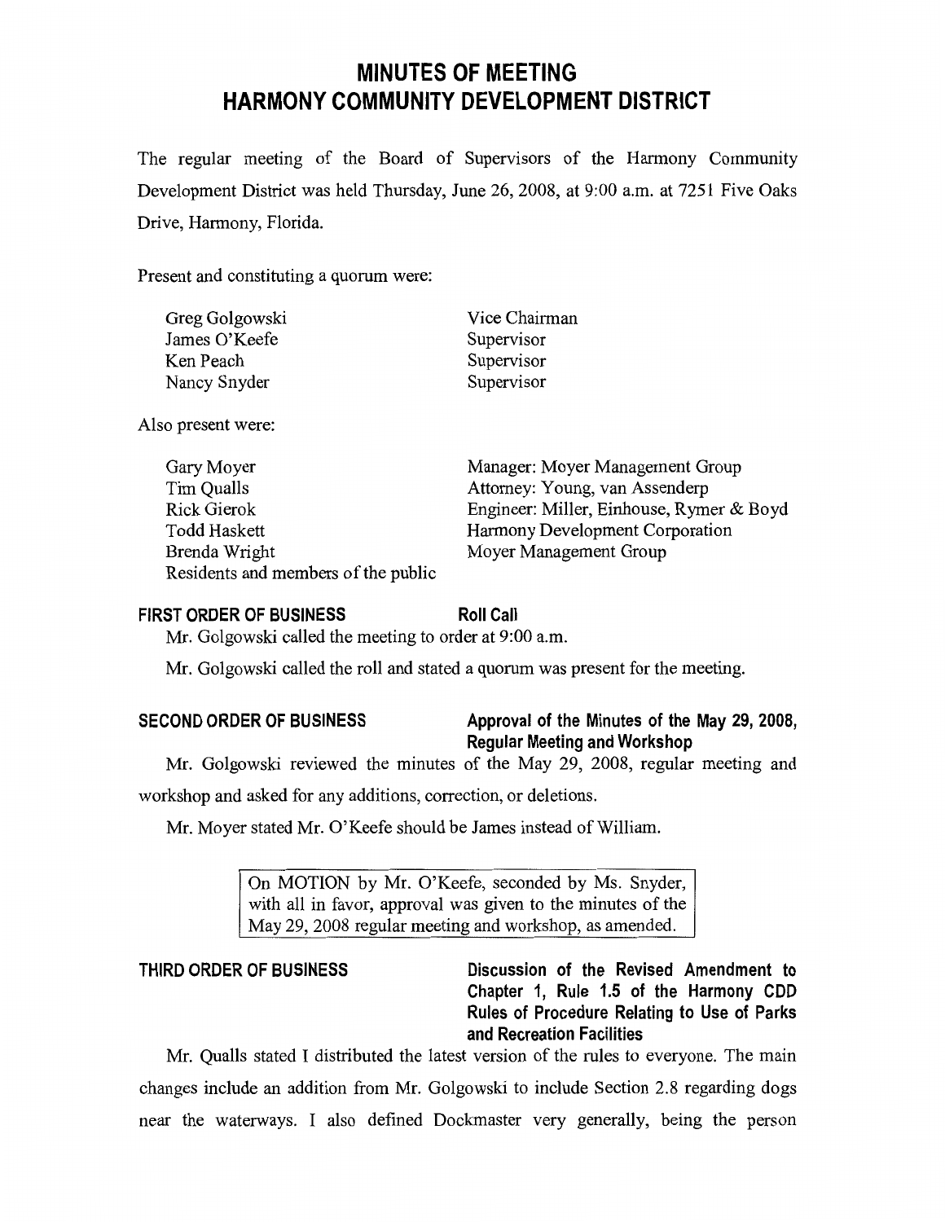# MINUTES OF MEETING
# HARMONY COMMUNITY DEVELOPMENT DISTRICT

The regular meeting of the Board of Supervisors of the Harmony Community Development District was held Thursday, June 26, 2008, at 9:00 a.m. at 7251 Five Oaks Drive, Harmony, Florida.

Present and constituting a quorum were:

| | |
|---|---|
| Greg Golgowski | Vice Chairman |
| James O'Keefe | Supervisor |
| Ken Peach | Supervisor |
| Nancy Snyder | Supervisor |

Also present were:

| | |
|---|---|
| Gary Moyer | Manager: Moyer Management Group |
| Tim Qualls | Attorney: Young, van Assenderp |
| Rick Gierok | Engineer: Miller, Einhouse, Rymer & Boyd |
| Todd Haskett | Harmony Development Corporation |
| Brenda Wright | Moyer Management Group |
| Residents and members of the public | |

**FIRST ORDER OF BUSINESS** **Roll Call**

Mr. Golgowski called the meeting to order at 9:00 a.m.

Mr. Golgowski called the roll and stated a quorum was present for the meeting.

**SECOND ORDER OF BUSINESS** **Approval of the Minutes of the May 29, 2008, Regular Meeting and Workshop**

Mr. Golgowski reviewed the minutes of the May 29, 2008, regular meeting and workshop and asked for any additions, correction, or deletions.

Mr. Moyer stated Mr. O'Keefe should be James instead of William.

> On MOTION by Mr. O'Keefe, seconded by Ms. Snyder, with all in favor, approval was given to the minutes of the May 29, 2008 regular meeting and workshop, as amended.

**THIRD ORDER OF BUSINESS** **Discussion of the Revised Amendment to Chapter 1, Rule 1.5 of the Harmony CDD Rules of Procedure Relating to Use of Parks and Recreation Facilities**

Mr. Qualls stated I distributed the latest version of the rules to everyone. The main changes include an addition from Mr. Golgowski to include Section 2.8 regarding dogs near the waterways. I also defined Dockmaster very generally, being the person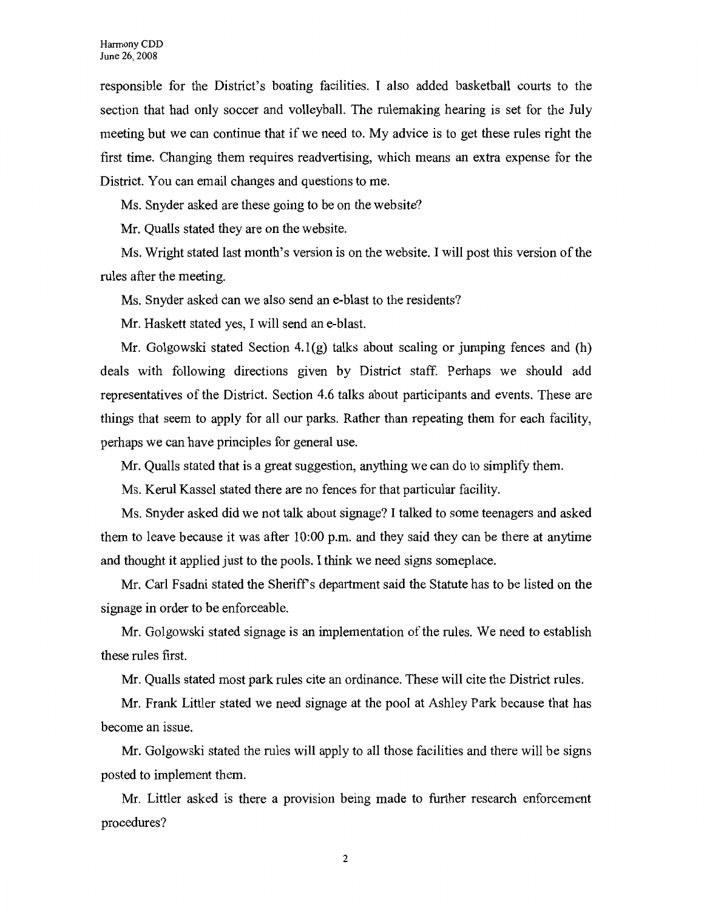responsible for the District's boating facilities. I also added basketball courts to the section that had only soccer and volleyball. The rulemaking hearing is set for the July meeting but we can continue that if we need to. My advice is to get these rules right the first time. Changing them requires readvertising, which means an extra expense for the District. You can email changes and questions to me.

Ms. Snyder asked are these going to be on the website?

Mr. Qualls stated they are on the website.

Ms. Wright stated last month's version is on the website. I will post this version of the rules after the meeting.

Ms. Snyder asked can we also send an e-blast to the residents?

Mr. Haskett stated yes, I will send an e-blast.

Mr. Golgowski stated Section 4.1(g) talks about scaling or jumping fences and (h) deals with following directions given by District staff. Perhaps we should add representatives of the District. Section 4.6 talks about participants and events. These are things that seem to apply for all our parks. Rather than repeating them for each facility, perhaps we can have principles for general use.

Mr. Qualls stated that is a great suggestion, anything we can do to simplify them.

Ms. Kerul Kassel stated there are no fences for that particular facility.

Ms. Snyder asked did we not talk about signage? I talked to some teenagers and asked them to leave because it was after 10:00 p.m. and they said they can be there at anytime and thought it applied just to the pools. I think we need signs someplace.

Mr. Carl Fsadni stated the Sheriff's department said the Statute has to be listed on the signage in order to be enforceable.

Mr. Golgowski stated signage is an implementation of the rules. We need to establish these rules first.

Mr. Qualls stated most park rules cite an ordinance. These will cite the District rules.

Mr. Frank Littler stated we need signage at the pool at Ashley Park because that has become an issue.

Mr. Golgowski stated the rules will apply to all those facilities and there will be signs posted to implement them.

Mr. Littler asked is there a provision being made to further research enforcement procedures?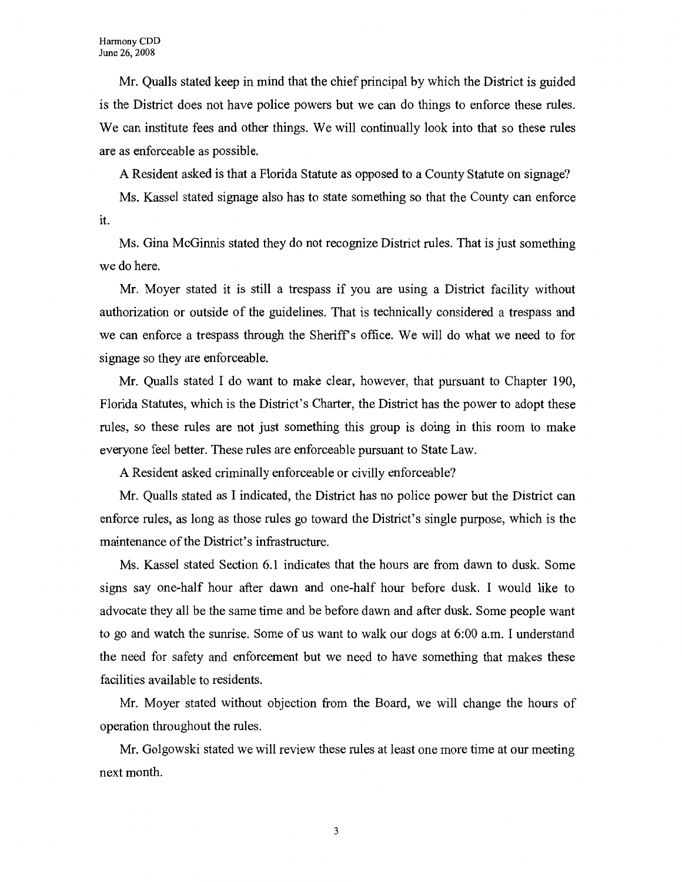Mr. Qualls stated keep in mind that the chief principal by which the District is guided is the District does not have police powers but we can do things to enforce these rules. We can institute fees and other things. We will continually look into that so these rules are as enforceable as possible.

A Resident asked is that a Florida Statute as opposed to a County Statute on signage?

Ms. Kassel stated signage also has to state something so that the County can enforce it.

Ms. Gina McGinnis stated they do not recognize District rules. That is just something we do here.

Mr. Moyer stated it is still a trespass if you are using a District facility without authorization or outside of the guidelines. That is technically considered a trespass and we can enforce a trespass through the Sheriff's office. We will do what we need to for signage so they are enforceable.

Mr. Qualls stated I do want to make clear, however, that pursuant to Chapter 190, Florida Statutes, which is the District's Charter, the District has the power to adopt these rules, so these rules are not just something this group is doing in this room to make everyone feel better. These rules are enforceable pursuant to State Law.

A Resident asked criminally enforceable or civilly enforceable?

Mr. Qualls stated as I indicated, the District has no police power but the District can enforce rules, as long as those rules go toward the District's single purpose, which is the maintenance of the District's infrastructure.

Ms. Kassel stated Section 6.1 indicates that the hours are from dawn to dusk. Some signs say one-half hour after dawn and one-half hour before dusk. I would like to advocate they all be the same time and be before dawn and after dusk. Some people want to go and watch the sunrise. Some of us want to walk our dogs at 6:00 a.m. I understand the need for safety and enforcement but we need to have something that makes these facilities available to residents.

Mr. Moyer stated without objection from the Board, we will change the hours of operation throughout the rules.

Mr. Golgowski stated we will review these rules at least one more time at our meeting next month.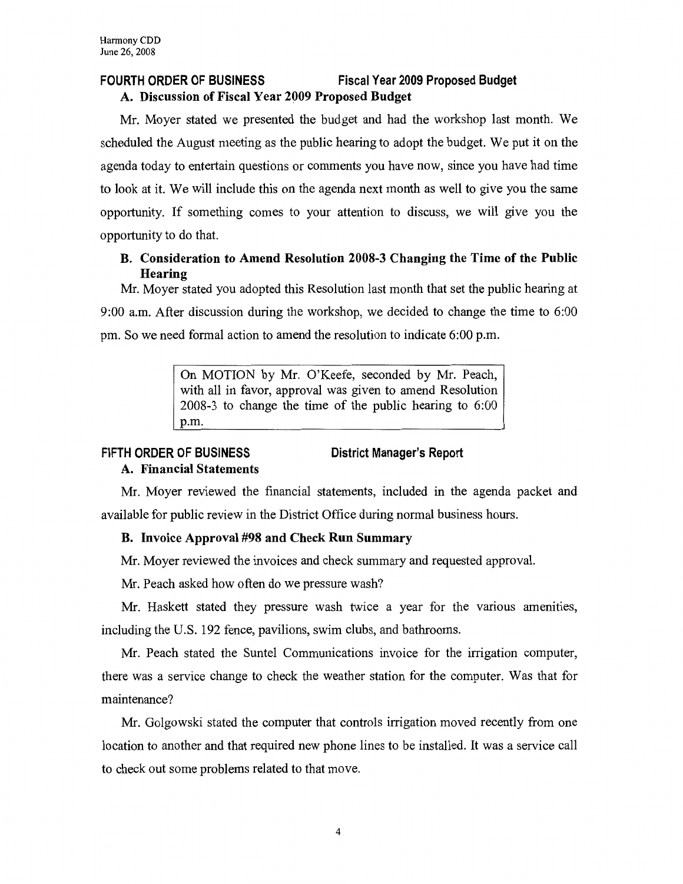## FOURTH ORDER OF BUSINESS — Fiscal Year 2009 Proposed Budget

### A. Discussion of Fiscal Year 2009 Proposed Budget

Mr. Moyer stated we presented the budget and had the workshop last month. We scheduled the August meeting as the public hearing to adopt the budget. We put it on the agenda today to entertain questions or comments you have now, since you have had time to look at it. We will include this on the agenda next month as well to give you the same opportunity. If something comes to your attention to discuss, we will give you the opportunity to do that.

### B. Consideration to Amend Resolution 2008-3 Changing the Time of the Public Hearing

Mr. Moyer stated you adopted this Resolution last month that set the public hearing at 9:00 a.m. After discussion during the workshop, we decided to change the time to 6:00 pm. So we need formal action to amend the resolution to indicate 6:00 p.m.

> On MOTION by Mr. O'Keefe, seconded by Mr. Peach, with all in favor, approval was given to amend Resolution 2008-3 to change the time of the public hearing to 6:00 p.m.

## FIFTH ORDER OF BUSINESS — District Manager's Report

### A. Financial Statements

Mr. Moyer reviewed the financial statements, included in the agenda packet and available for public review in the District Office during normal business hours.

### B. Invoice Approval #98 and Check Run Summary

Mr. Moyer reviewed the invoices and check summary and requested approval.

Mr. Peach asked how often do we pressure wash?

Mr. Haskett stated they pressure wash twice a year for the various amenities, including the U.S. 192 fence, pavilions, swim clubs, and bathrooms.

Mr. Peach stated the Suntel Communications invoice for the irrigation computer, there was a service change to check the weather station for the computer. Was that for maintenance?

Mr. Golgowski stated the computer that controls irrigation moved recently from one location to another and that required new phone lines to be installed. It was a service call to check out some problems related to that move.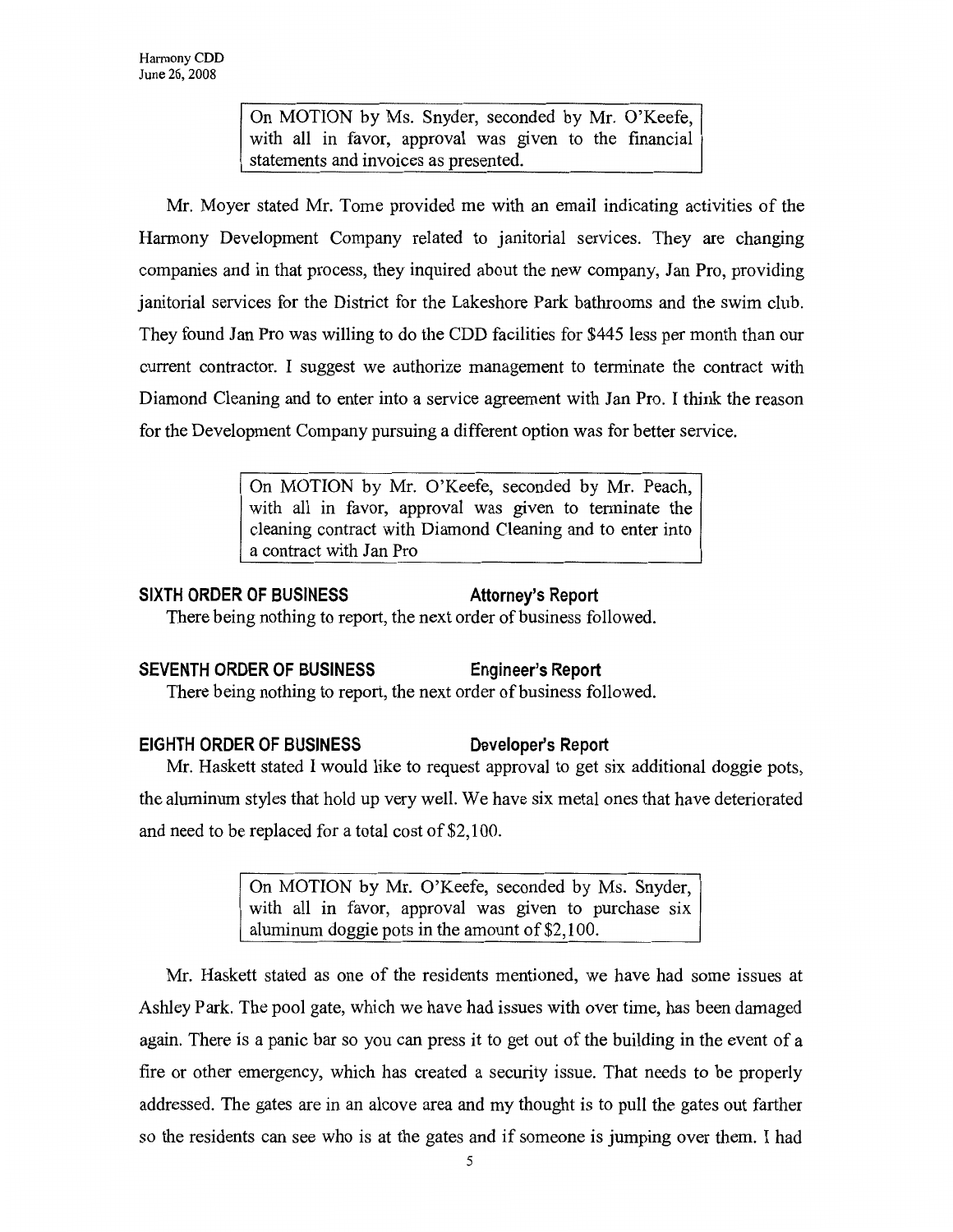On MOTION by Ms. Snyder, seconded by Mr. O'Keefe, with all in favor, approval was given to the financial statements and invoices as presented.

Mr. Moyer stated Mr. Tome provided me with an email indicating activities of the Harmony Development Company related to janitorial services. They are changing companies and in that process, they inquired about the new company, Jan Pro, providing janitorial services for the District for the Lakeshore Park bathrooms and the swim club. They found Jan Pro was willing to do the CDD facilities for $445 less per month than our current contractor. I suggest we authorize management to terminate the contract with Diamond Cleaning and to enter into a service agreement with Jan Pro. I think the reason for the Development Company pursuing a different option was for better service.

On MOTION by Mr. O'Keefe, seconded by Mr. Peach, with all in favor, approval was given to terminate the cleaning contract with Diamond Cleaning and to enter into a contract with Jan Pro

**SIXTH ORDER OF BUSINESS** **Attorney's Report**

There being nothing to report, the next order of business followed.

**SEVENTH ORDER OF BUSINESS** **Engineer's Report**

There being nothing to report, the next order of business followed.

**EIGHTH ORDER OF BUSINESS** **Developer's Report**

Mr. Haskett stated I would like to request approval to get six additional doggie pots, the aluminum styles that hold up very well. We have six metal ones that have deteriorated and need to be replaced for a total cost of $2,100.

On MOTION by Mr. O'Keefe, seconded by Ms. Snyder, with all in favor, approval was given to purchase six aluminum doggie pots in the amount of $2,100.

Mr. Haskett stated as one of the residents mentioned, we have had some issues at Ashley Park. The pool gate, which we have had issues with over time, has been damaged again. There is a panic bar so you can press it to get out of the building in the event of a fire or other emergency, which has created a security issue. That needs to be properly addressed. The gates are in an alcove area and my thought is to pull the gates out farther so the residents can see who is at the gates and if someone is jumping over them. I had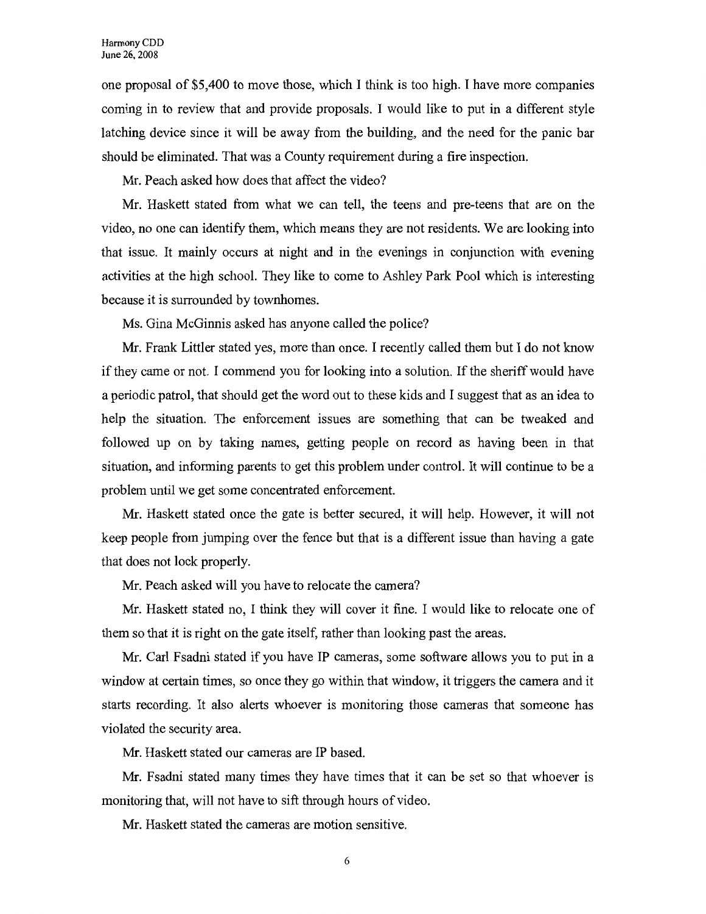one proposal of $5,400 to move those, which I think is too high. I have more companies coming in to review that and provide proposals. I would like to put in a different style latching device since it will be away from the building, and the need for the panic bar should be eliminated. That was a County requirement during a fire inspection.

Mr. Peach asked how does that affect the video?

Mr. Haskett stated from what we can tell, the teens and pre-teens that are on the video, no one can identify them, which means they are not residents. We are looking into that issue. It mainly occurs at night and in the evenings in conjunction with evening activities at the high school. They like to come to Ashley Park Pool which is interesting because it is surrounded by townhomes.

Ms. Gina McGinnis asked has anyone called the police?

Mr. Frank Littler stated yes, more than once. I recently called them but I do not know if they came or not. I commend you for looking into a solution. If the sheriff would have a periodic patrol, that should get the word out to these kids and I suggest that as an idea to help the situation. The enforcement issues are something that can be tweaked and followed up on by taking names, getting people on record as having been in that situation, and informing parents to get this problem under control. It will continue to be a problem until we get some concentrated enforcement.

Mr. Haskett stated once the gate is better secured, it will help. However, it will not keep people from jumping over the fence but that is a different issue than having a gate that does not lock properly.

Mr. Peach asked will you have to relocate the camera?

Mr. Haskett stated no, I think they will cover it fine. I would like to relocate one of them so that it is right on the gate itself, rather than looking past the areas.

Mr. Carl Fsadni stated if you have IP cameras, some software allows you to put in a window at certain times, so once they go within that window, it triggers the camera and it starts recording. It also alerts whoever is monitoring those cameras that someone has violated the security area.

Mr. Haskett stated our cameras are IP based.

Mr. Fsadni stated many times they have times that it can be set so that whoever is monitoring that, will not have to sift through hours of video.

Mr. Haskett stated the cameras are motion sensitive.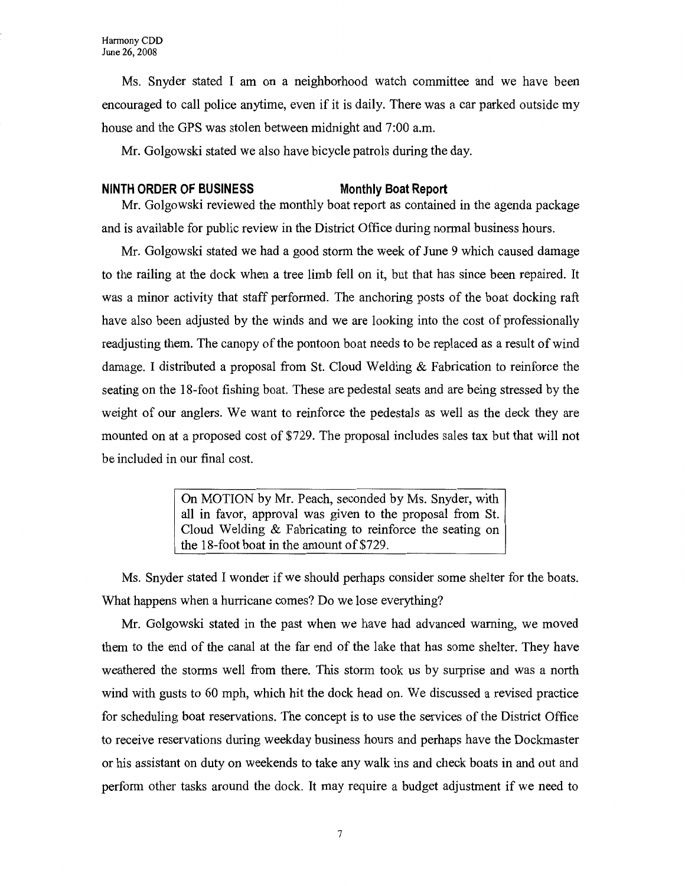Ms. Snyder stated I am on a neighborhood watch committee and we have been encouraged to call police anytime, even if it is daily. There was a car parked outside my house and the GPS was stolen between midnight and 7:00 a.m.

Mr. Golgowski stated we also have bicycle patrols during the day.

## NINTH ORDER OF BUSINESS Monthly Boat Report

Mr. Golgowski reviewed the monthly boat report as contained in the agenda package and is available for public review in the District Office during normal business hours.

Mr. Golgowski stated we had a good storm the week of June 9 which caused damage to the railing at the dock when a tree limb fell on it, but that has since been repaired. It was a minor activity that staff performed. The anchoring posts of the boat docking raft have also been adjusted by the winds and we are looking into the cost of professionally readjusting them. The canopy of the pontoon boat needs to be replaced as a result of wind damage. I distributed a proposal from St. Cloud Welding & Fabrication to reinforce the seating on the 18-foot fishing boat. These are pedestal seats and are being stressed by the weight of our anglers. We want to reinforce the pedestals as well as the deck they are mounted on at a proposed cost of $729. The proposal includes sales tax but that will not be included in our final cost.

> On MOTION by Mr. Peach, seconded by Ms. Snyder, with all in favor, approval was given to the proposal from St. Cloud Welding & Fabricating to reinforce the seating on the 18-foot boat in the amount of $729.

Ms. Snyder stated I wonder if we should perhaps consider some shelter for the boats. What happens when a hurricane comes? Do we lose everything?

Mr. Golgowski stated in the past when we have had advanced warning, we moved them to the end of the canal at the far end of the lake that has some shelter. They have weathered the storms well from there. This storm took us by surprise and was a north wind with gusts to 60 mph, which hit the dock head on. We discussed a revised practice for scheduling boat reservations. The concept is to use the services of the District Office to receive reservations during weekday business hours and perhaps have the Dockmaster or his assistant on duty on weekends to take any walk ins and check boats in and out and perform other tasks around the dock. It may require a budget adjustment if we need to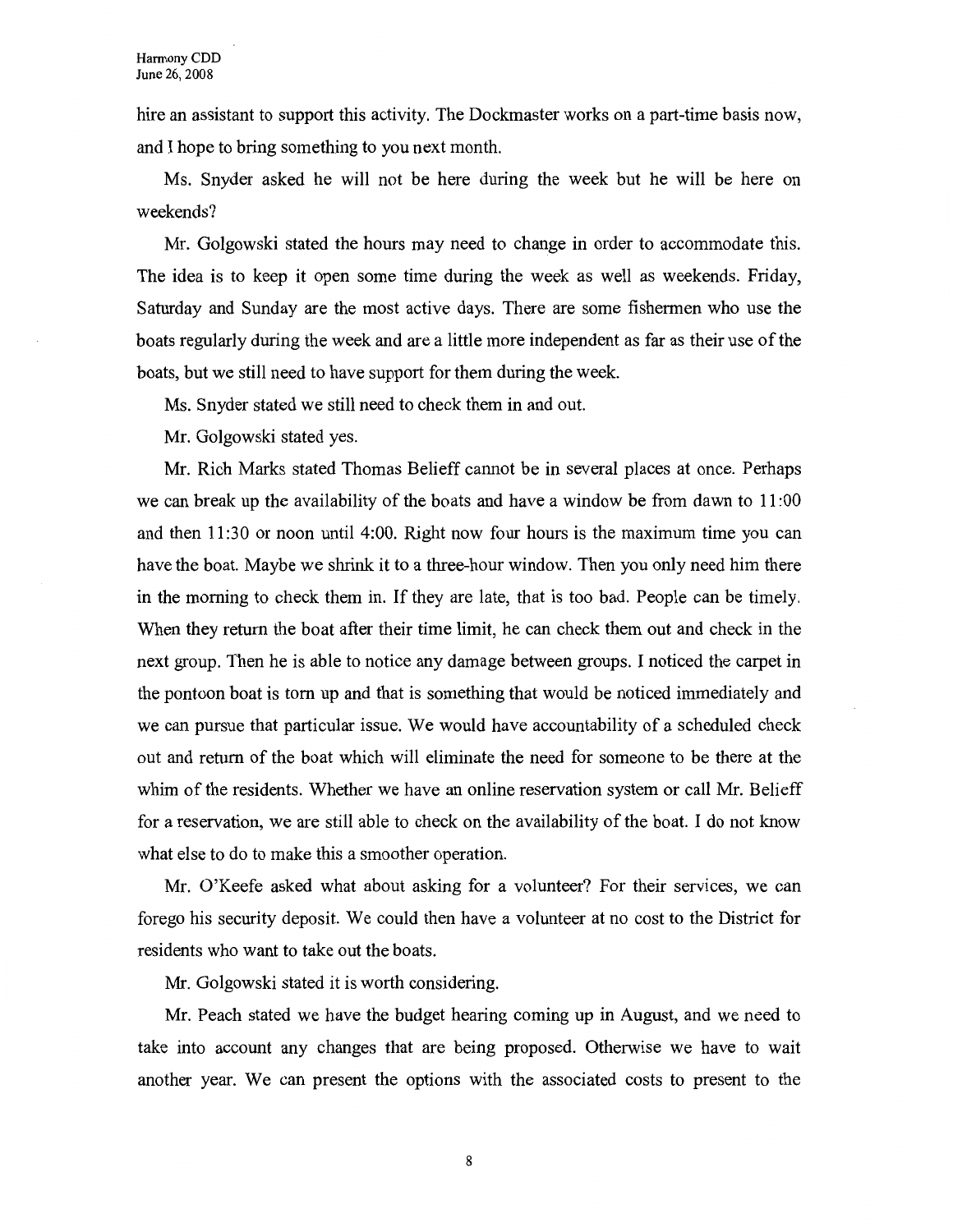hire an assistant to support this activity. The Dockmaster works on a part-time basis now, and I hope to bring something to you next month.

Ms. Snyder asked he will not be here during the week but he will be here on weekends?

Mr. Golgowski stated the hours may need to change in order to accommodate this. The idea is to keep it open some time during the week as well as weekends. Friday, Saturday and Sunday are the most active days. There are some fishermen who use the boats regularly during the week and are a little more independent as far as their use of the boats, but we still need to have support for them during the week.

Ms. Snyder stated we still need to check them in and out.

Mr. Golgowski stated yes.

Mr. Rich Marks stated Thomas Belieff cannot be in several places at once. Perhaps we can break up the availability of the boats and have a window be from dawn to 11:00 and then 11:30 or noon until 4:00. Right now four hours is the maximum time you can have the boat. Maybe we shrink it to a three-hour window. Then you only need him there in the morning to check them in. If they are late, that is too bad. People can be timely. When they return the boat after their time limit, he can check them out and check in the next group. Then he is able to notice any damage between groups. I noticed the carpet in the pontoon boat is torn up and that is something that would be noticed immediately and we can pursue that particular issue. We would have accountability of a scheduled check out and return of the boat which will eliminate the need for someone to be there at the whim of the residents. Whether we have an online reservation system or call Mr. Belieff for a reservation, we are still able to check on the availability of the boat. I do not know what else to do to make this a smoother operation.

Mr. O'Keefe asked what about asking for a volunteer? For their services, we can forego his security deposit. We could then have a volunteer at no cost to the District for residents who want to take out the boats.

Mr. Golgowski stated it is worth considering.

Mr. Peach stated we have the budget hearing coming up in August, and we need to take into account any changes that are being proposed. Otherwise we have to wait another year. We can present the options with the associated costs to present to the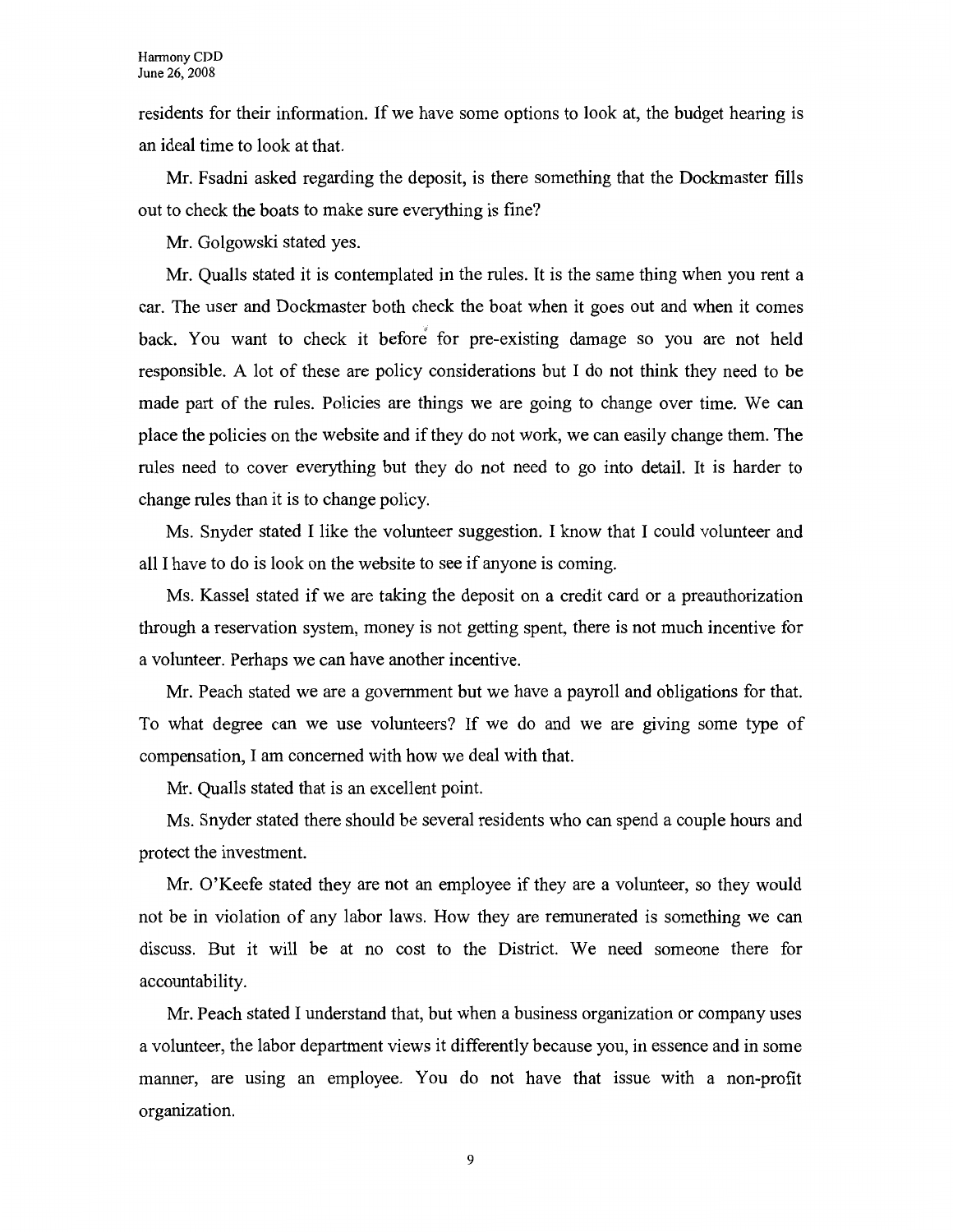residents for their information. If we have some options to look at, the budget hearing is an ideal time to look at that.

Mr. Fsadni asked regarding the deposit, is there something that the Dockmaster fills out to check the boats to make sure everything is fine?

Mr. Golgowski stated yes.

Mr. Qualls stated it is contemplated in the rules. It is the same thing when you rent a car. The user and Dockmaster both check the boat when it goes out and when it comes back. You want to check it before for pre-existing damage so you are not held responsible. A lot of these are policy considerations but I do not think they need to be made part of the rules. Policies are things we are going to change over time. We can place the policies on the website and if they do not work, we can easily change them. The rules need to cover everything but they do not need to go into detail. It is harder to change rules than it is to change policy.

Ms. Snyder stated I like the volunteer suggestion. I know that I could volunteer and all I have to do is look on the website to see if anyone is coming.

Ms. Kassel stated if we are taking the deposit on a credit card or a preauthorization through a reservation system, money is not getting spent, there is not much incentive for a volunteer. Perhaps we can have another incentive.

Mr. Peach stated we are a government but we have a payroll and obligations for that. To what degree can we use volunteers? If we do and we are giving some type of compensation, I am concerned with how we deal with that.

Mr. Qualls stated that is an excellent point.

Ms. Snyder stated there should be several residents who can spend a couple hours and protect the investment.

Mr. O'Keefe stated they are not an employee if they are a volunteer, so they would not be in violation of any labor laws. How they are remunerated is something we can discuss. But it will be at no cost to the District. We need someone there for accountability.

Mr. Peach stated I understand that, but when a business organization or company uses a volunteer, the labor department views it differently because you, in essence and in some manner, are using an employee. You do not have that issue with a non-profit organization.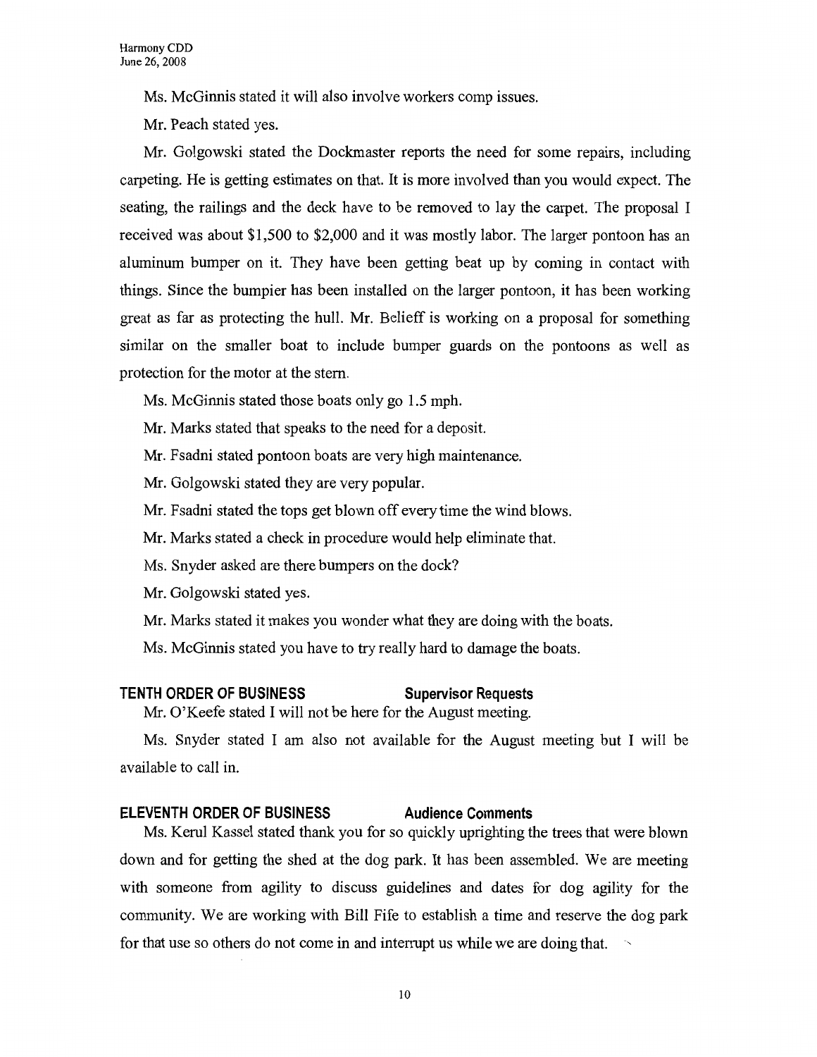Ms. McGinnis stated it will also involve workers comp issues.

Mr. Peach stated yes.

Mr. Golgowski stated the Dockmaster reports the need for some repairs, including carpeting. He is getting estimates on that. It is more involved than you would expect. The seating, the railings and the deck have to be removed to lay the carpet. The proposal I received was about $1,500 to $2,000 and it was mostly labor. The larger pontoon has an aluminum bumper on it. They have been getting beat up by coming in contact with things. Since the bumpier has been installed on the larger pontoon, it has been working great as far as protecting the hull. Mr. Belieff is working on a proposal for something similar on the smaller boat to include bumper guards on the pontoons as well as protection for the motor at the stern.

Ms. McGinnis stated those boats only go 1.5 mph.

Mr. Marks stated that speaks to the need for a deposit.

Mr. Fsadni stated pontoon boats are very high maintenance.

Mr. Golgowski stated they are very popular.

Mr. Fsadni stated the tops get blown off every time the wind blows.

Mr. Marks stated a check in procedure would help eliminate that.

Ms. Snyder asked are there bumpers on the dock?

Mr. Golgowski stated yes.

Mr. Marks stated it makes you wonder what they are doing with the boats.

Ms. McGinnis stated you have to try really hard to damage the boats.

## TENTH ORDER OF BUSINESS — Supervisor Requests

Mr. O'Keefe stated I will not be here for the August meeting.

Ms. Snyder stated I am also not available for the August meeting but I will be available to call in.

## ELEVENTH ORDER OF BUSINESS — Audience Comments

Ms. Kerul Kassel stated thank you for so quickly uprighting the trees that were blown down and for getting the shed at the dog park. It has been assembled. We are meeting with someone from agility to discuss guidelines and dates for dog agility for the community. We are working with Bill Fife to establish a time and reserve the dog park for that use so others do not come in and interrupt us while we are doing that.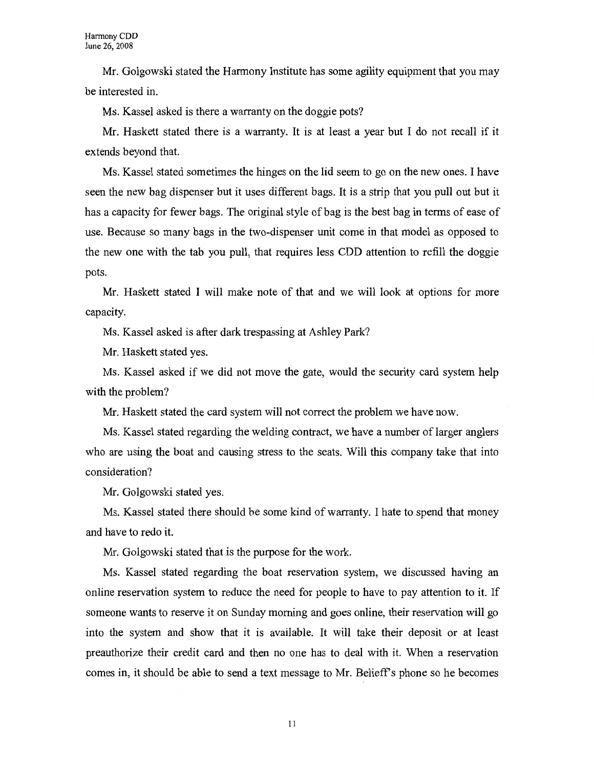Mr. Golgowski stated the Harmony Institute has some agility equipment that you may be interested in.

Ms. Kassel asked is there a warranty on the doggie pots?

Mr. Haskett stated there is a warranty. It is at least a year but I do not recall if it extends beyond that.

Ms. Kassel stated sometimes the hinges on the lid seem to go on the new ones. I have seen the new bag dispenser but it uses different bags. It is a strip that you pull out but it has a capacity for fewer bags. The original style of bag is the best bag in terms of ease of use. Because so many bags in the two-dispenser unit come in that model as opposed to the new one with the tab you pull, that requires less CDD attention to refill the doggie pots.

Mr. Haskett stated I will make note of that and we will look at options for more capacity.

Ms. Kassel asked is after dark trespassing at Ashley Park?

Mr. Haskett stated yes.

Ms. Kassel asked if we did not move the gate, would the security card system help with the problem?

Mr. Haskett stated the card system will not correct the problem we have now.

Ms. Kassel stated regarding the welding contract, we have a number of larger anglers who are using the boat and causing stress to the seats. Will this company take that into consideration?

Mr. Golgowski stated yes.

Ms. Kassel stated there should be some kind of warranty. I hate to spend that money and have to redo it.

Mr. Golgowski stated that is the purpose for the work.

Ms. Kassel stated regarding the boat reservation system, we discussed having an online reservation system to reduce the need for people to have to pay attention to it. If someone wants to reserve it on Sunday morning and goes online, their reservation will go into the system and show that it is available. It will take their deposit or at least preauthorize their credit card and then no one has to deal with it. When a reservation comes in, it should be able to send a text message to Mr. Belieff's phone so he becomes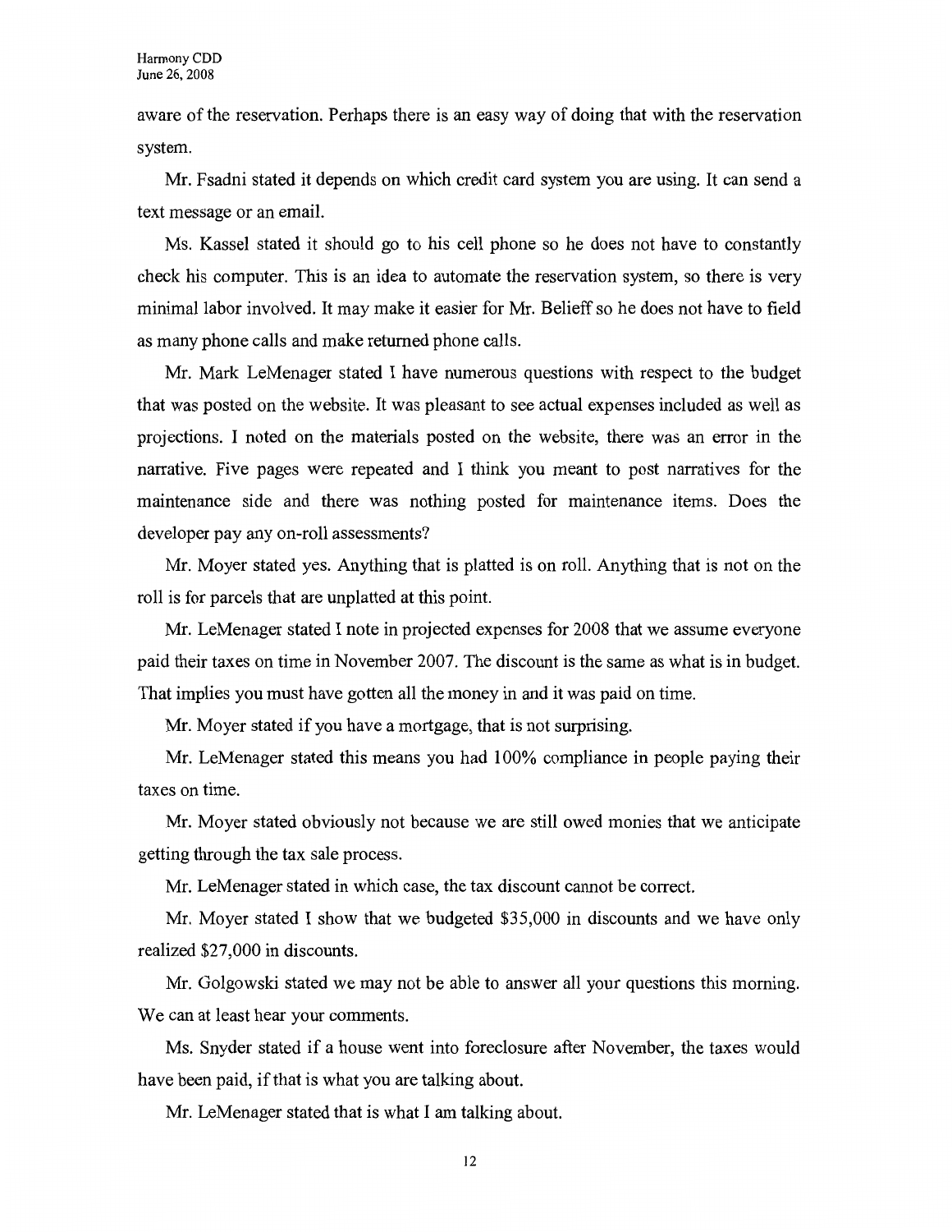aware of the reservation. Perhaps there is an easy way of doing that with the reservation system.

Mr. Fsadni stated it depends on which credit card system you are using. It can send a text message or an email.

Ms. Kassel stated it should go to his cell phone so he does not have to constantly check his computer. This is an idea to automate the reservation system, so there is very minimal labor involved. It may make it easier for Mr. Belieff so he does not have to field as many phone calls and make returned phone calls.

Mr. Mark LeMenager stated I have numerous questions with respect to the budget that was posted on the website. It was pleasant to see actual expenses included as well as projections. I noted on the materials posted on the website, there was an error in the narrative. Five pages were repeated and I think you meant to post narratives for the maintenance side and there was nothing posted for maintenance items. Does the developer pay any on-roll assessments?

Mr. Moyer stated yes. Anything that is platted is on roll. Anything that is not on the roll is for parcels that are unplatted at this point.

Mr. LeMenager stated I note in projected expenses for 2008 that we assume everyone paid their taxes on time in November 2007. The discount is the same as what is in budget. That implies you must have gotten all the money in and it was paid on time.

Mr. Moyer stated if you have a mortgage, that is not surprising.

Mr. LeMenager stated this means you had 100% compliance in people paying their taxes on time.

Mr. Moyer stated obviously not because we are still owed monies that we anticipate getting through the tax sale process.

Mr. LeMenager stated in which case, the tax discount cannot be correct.

Mr. Moyer stated I show that we budgeted $35,000 in discounts and we have only realized $27,000 in discounts.

Mr. Golgowski stated we may not be able to answer all your questions this morning. We can at least hear your comments.

Ms. Snyder stated if a house went into foreclosure after November, the taxes would have been paid, if that is what you are talking about.

Mr. LeMenager stated that is what I am talking about.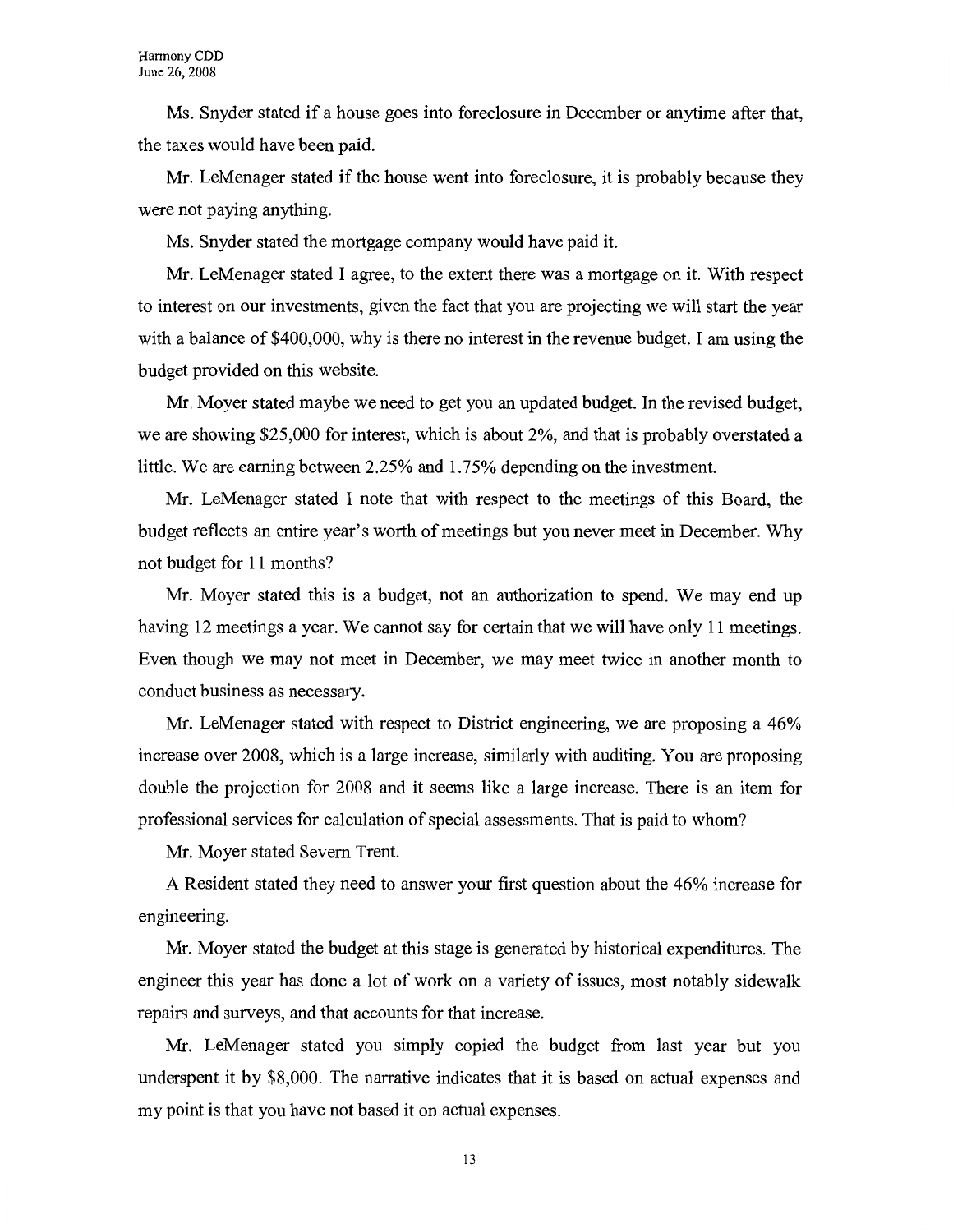Ms. Snyder stated if a house goes into foreclosure in December or anytime after that, the taxes would have been paid.

Mr. LeMenager stated if the house went into foreclosure, it is probably because they were not paying anything.

Ms. Snyder stated the mortgage company would have paid it.

Mr. LeMenager stated I agree, to the extent there was a mortgage on it. With respect to interest on our investments, given the fact that you are projecting we will start the year with a balance of $400,000, why is there no interest in the revenue budget. I am using the budget provided on this website.

Mr. Moyer stated maybe we need to get you an updated budget. In the revised budget, we are showing $25,000 for interest, which is about 2%, and that is probably overstated a little. We are earning between 2.25% and 1.75% depending on the investment.

Mr. LeMenager stated I note that with respect to the meetings of this Board, the budget reflects an entire year's worth of meetings but you never meet in December. Why not budget for 11 months?

Mr. Moyer stated this is a budget, not an authorization to spend. We may end up having 12 meetings a year. We cannot say for certain that we will have only 11 meetings. Even though we may not meet in December, we may meet twice in another month to conduct business as necessary.

Mr. LeMenager stated with respect to District engineering, we are proposing a 46% increase over 2008, which is a large increase, similarly with auditing. You are proposing double the projection for 2008 and it seems like a large increase. There is an item for professional services for calculation of special assessments. That is paid to whom?

Mr. Moyer stated Severn Trent.

A Resident stated they need to answer your first question about the 46% increase for engineering.

Mr. Moyer stated the budget at this stage is generated by historical expenditures. The engineer this year has done a lot of work on a variety of issues, most notably sidewalk repairs and surveys, and that accounts for that increase.

Mr. LeMenager stated you simply copied the budget from last year but you underspent it by $8,000. The narrative indicates that it is based on actual expenses and my point is that you have not based it on actual expenses.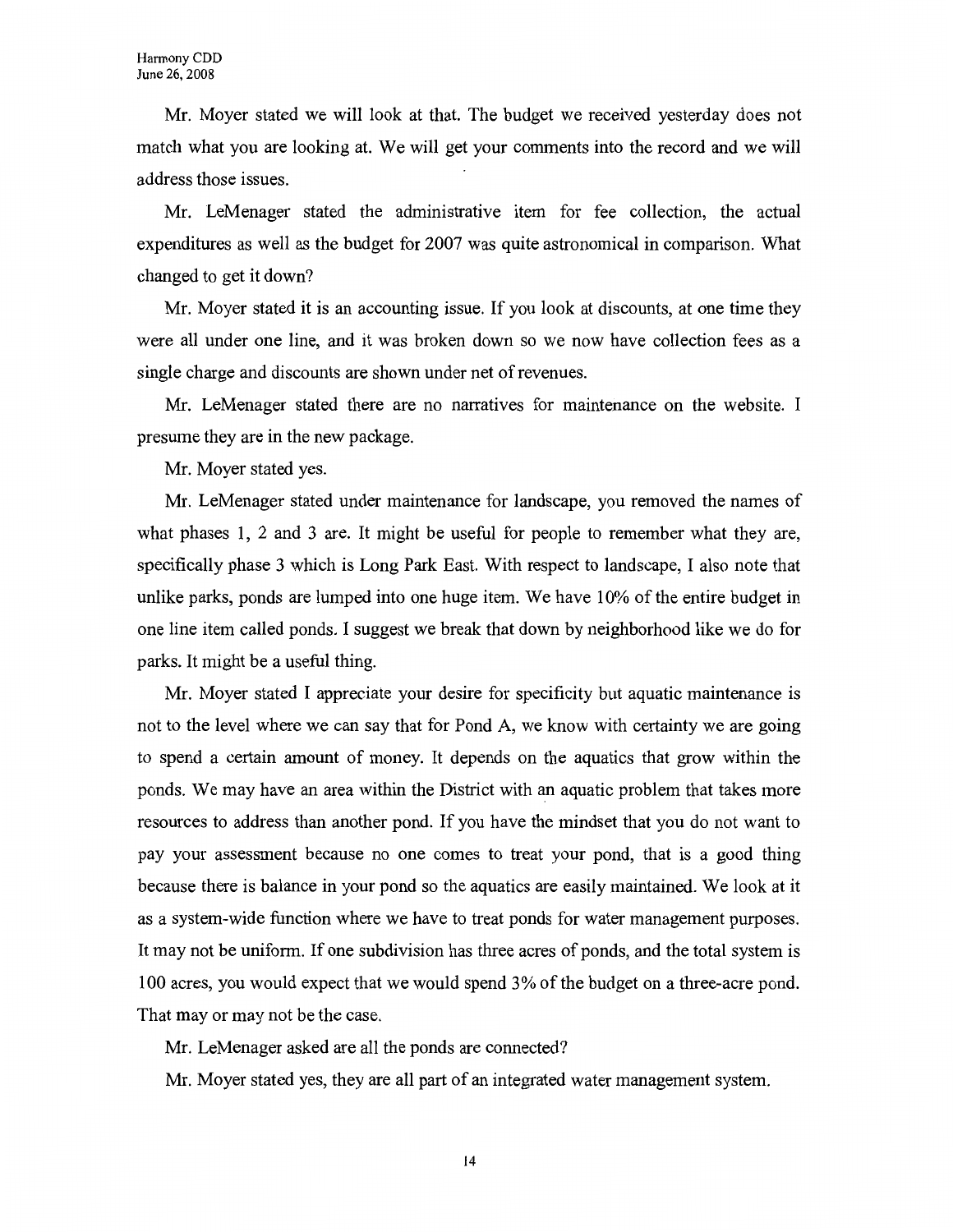Mr. Moyer stated we will look at that. The budget we received yesterday does not match what you are looking at. We will get your comments into the record and we will address those issues.

Mr. LeMenager stated the administrative item for fee collection, the actual expenditures as well as the budget for 2007 was quite astronomical in comparison. What changed to get it down?

Mr. Moyer stated it is an accounting issue. If you look at discounts, at one time they were all under one line, and it was broken down so we now have collection fees as a single charge and discounts are shown under net of revenues.

Mr. LeMenager stated there are no narratives for maintenance on the website. I presume they are in the new package.

Mr. Moyer stated yes.

Mr. LeMenager stated under maintenance for landscape, you removed the names of what phases 1, 2 and 3 are. It might be useful for people to remember what they are, specifically phase 3 which is Long Park East. With respect to landscape, I also note that unlike parks, ponds are lumped into one huge item. We have 10% of the entire budget in one line item called ponds. I suggest we break that down by neighborhood like we do for parks. It might be a useful thing.

Mr. Moyer stated I appreciate your desire for specificity but aquatic maintenance is not to the level where we can say that for Pond A, we know with certainty we are going to spend a certain amount of money. It depends on the aquatics that grow within the ponds. We may have an area within the District with an aquatic problem that takes more resources to address than another pond. If you have the mindset that you do not want to pay your assessment because no one comes to treat your pond, that is a good thing because there is balance in your pond so the aquatics are easily maintained. We look at it as a system-wide function where we have to treat ponds for water management purposes. It may not be uniform. If one subdivision has three acres of ponds, and the total system is 100 acres, you would expect that we would spend 3% of the budget on a three-acre pond. That may or may not be the case.

Mr. LeMenager asked are all the ponds are connected?

Mr. Moyer stated yes, they are all part of an integrated water management system.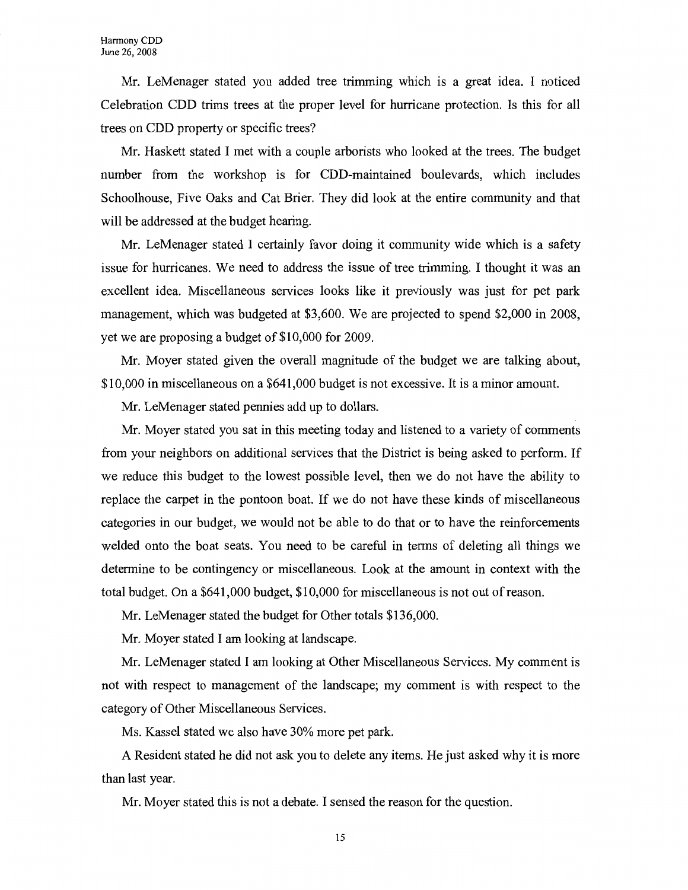Mr. LeMenager stated you added tree trimming which is a great idea. I noticed Celebration CDD trims trees at the proper level for hurricane protection. Is this for all trees on CDD property or specific trees?

Mr. Haskett stated I met with a couple arborists who looked at the trees. The budget number from the workshop is for CDD-maintained boulevards, which includes Schoolhouse, Five Oaks and Cat Brier. They did look at the entire community and that will be addressed at the budget hearing.

Mr. LeMenager stated I certainly favor doing it community wide which is a safety issue for hurricanes. We need to address the issue of tree trimming. I thought it was an excellent idea. Miscellaneous services looks like it previously was just for pet park management, which was budgeted at $3,600. We are projected to spend $2,000 in 2008, yet we are proposing a budget of $10,000 for 2009.

Mr. Moyer stated given the overall magnitude of the budget we are talking about, $10,000 in miscellaneous on a $641,000 budget is not excessive. It is a minor amount.

Mr. LeMenager stated pennies add up to dollars.

Mr. Moyer stated you sat in this meeting today and listened to a variety of comments from your neighbors on additional services that the District is being asked to perform. If we reduce this budget to the lowest possible level, then we do not have the ability to replace the carpet in the pontoon boat. If we do not have these kinds of miscellaneous categories in our budget, we would not be able to do that or to have the reinforcements welded onto the boat seats. You need to be careful in terms of deleting all things we determine to be contingency or miscellaneous. Look at the amount in context with the total budget. On a $641,000 budget, $10,000 for miscellaneous is not out of reason.

Mr. LeMenager stated the budget for Other totals $136,000.

Mr. Moyer stated I am looking at landscape.

Mr. LeMenager stated I am looking at Other Miscellaneous Services. My comment is not with respect to management of the landscape; my comment is with respect to the category of Other Miscellaneous Services.

Ms. Kassel stated we also have 30% more pet park.

A Resident stated he did not ask you to delete any items. He just asked why it is more than last year.

Mr. Moyer stated this is not a debate. I sensed the reason for the question.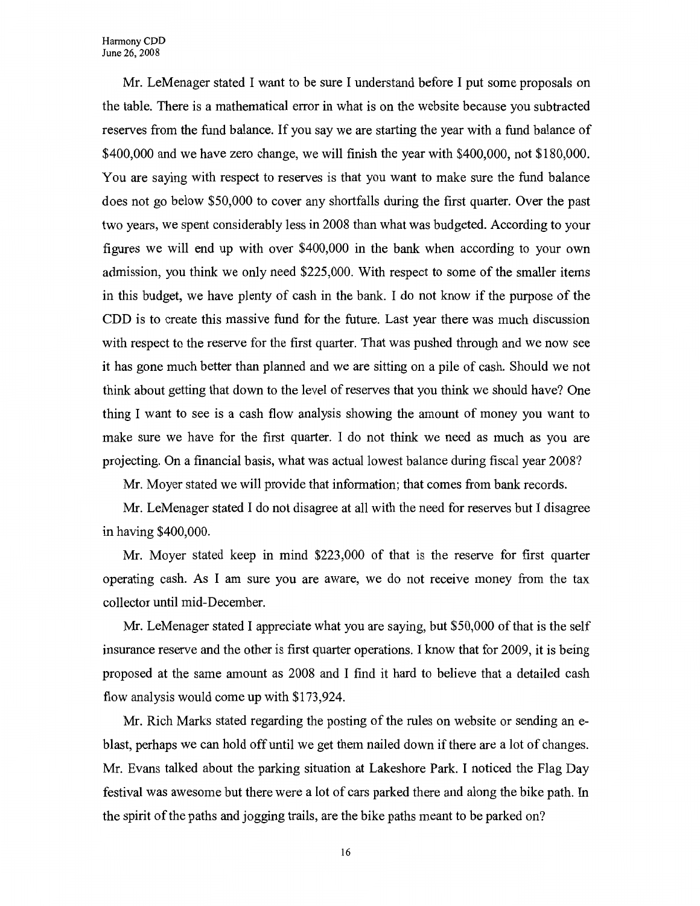Mr. LeMenager stated I want to be sure I understand before I put some proposals on the table. There is a mathematical error in what is on the website because you subtracted reserves from the fund balance. If you say we are starting the year with a fund balance of $400,000 and we have zero change, we will finish the year with $400,000, not $180,000. You are saying with respect to reserves is that you want to make sure the fund balance does not go below $50,000 to cover any shortfalls during the first quarter. Over the past two years, we spent considerably less in 2008 than what was budgeted. According to your figures we will end up with over $400,000 in the bank when according to your own admission, you think we only need $225,000. With respect to some of the smaller items in this budget, we have plenty of cash in the bank. I do not know if the purpose of the CDD is to create this massive fund for the future. Last year there was much discussion with respect to the reserve for the first quarter. That was pushed through and we now see it has gone much better than planned and we are sitting on a pile of cash. Should we not think about getting that down to the level of reserves that you think we should have? One thing I want to see is a cash flow analysis showing the amount of money you want to make sure we have for the first quarter. I do not think we need as much as you are projecting. On a financial basis, what was actual lowest balance during fiscal year 2008?

Mr. Moyer stated we will provide that information; that comes from bank records.

Mr. LeMenager stated I do not disagree at all with the need for reserves but I disagree in having $400,000.

Mr. Moyer stated keep in mind $223,000 of that is the reserve for first quarter operating cash. As I am sure you are aware, we do not receive money from the tax collector until mid-December.

Mr. LeMenager stated I appreciate what you are saying, but $50,000 of that is the self insurance reserve and the other is first quarter operations. I know that for 2009, it is being proposed at the same amount as 2008 and I find it hard to believe that a detailed cash flow analysis would come up with $173,924.

Mr. Rich Marks stated regarding the posting of the rules on website or sending an e-blast, perhaps we can hold off until we get them nailed down if there are a lot of changes. Mr. Evans talked about the parking situation at Lakeshore Park. I noticed the Flag Day festival was awesome but there were a lot of cars parked there and along the bike path. In the spirit of the paths and jogging trails, are the bike paths meant to be parked on?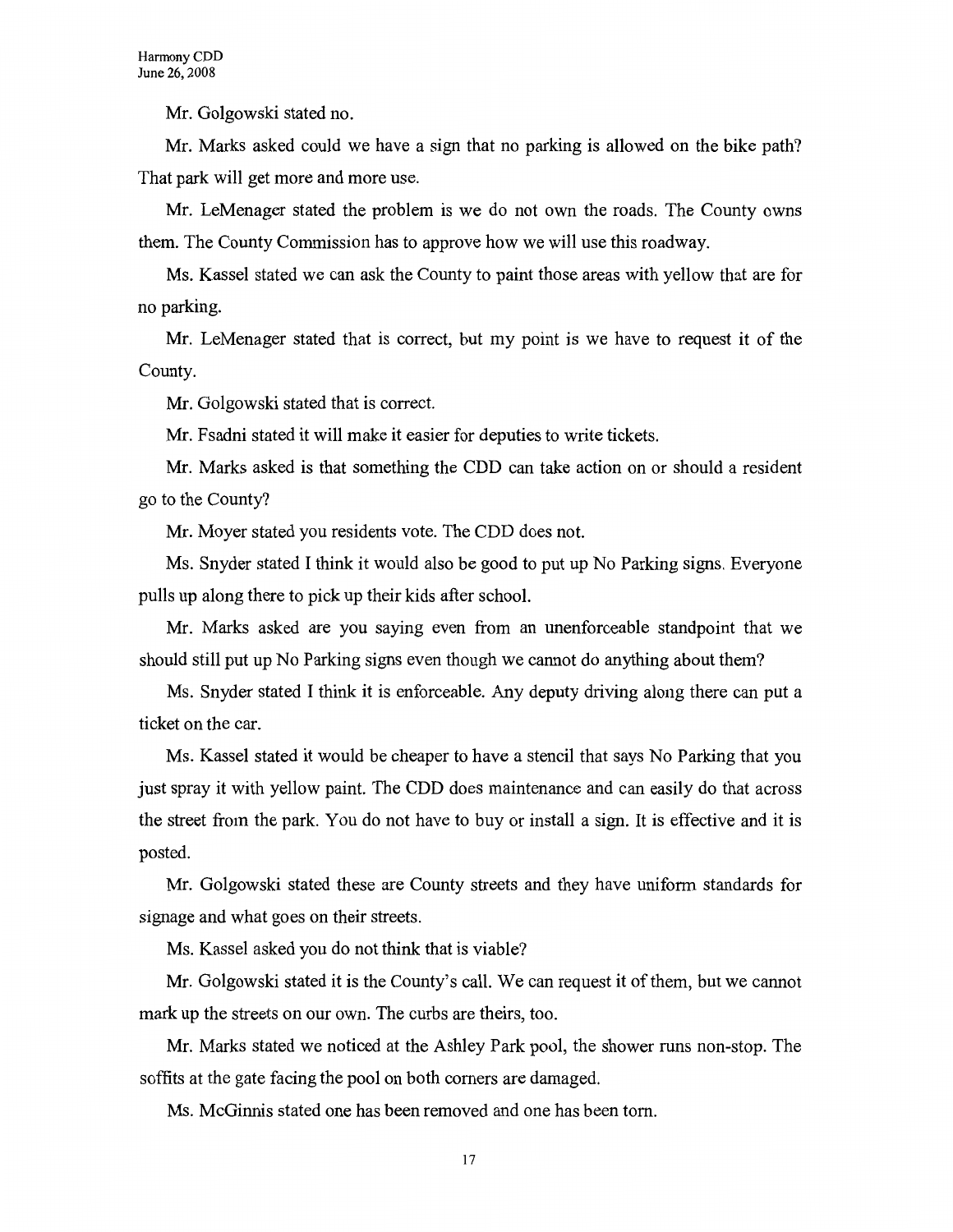Mr. Golgowski stated no.

Mr. Marks asked could we have a sign that no parking is allowed on the bike path? That park will get more and more use.

Mr. LeMenager stated the problem is we do not own the roads. The County owns them. The County Commission has to approve how we will use this roadway.

Ms. Kassel stated we can ask the County to paint those areas with yellow that are for no parking.

Mr. LeMenager stated that is correct, but my point is we have to request it of the County.

Mr. Golgowski stated that is correct.

Mr. Fsadni stated it will make it easier for deputies to write tickets.

Mr. Marks asked is that something the CDD can take action on or should a resident go to the County?

Mr. Moyer stated you residents vote. The CDD does not.

Ms. Snyder stated I think it would also be good to put up No Parking signs. Everyone pulls up along there to pick up their kids after school.

Mr. Marks asked are you saying even from an unenforceable standpoint that we should still put up No Parking signs even though we cannot do anything about them?

Ms. Snyder stated I think it is enforceable. Any deputy driving along there can put a ticket on the car.

Ms. Kassel stated it would be cheaper to have a stencil that says No Parking that you just spray it with yellow paint. The CDD does maintenance and can easily do that across the street from the park. You do not have to buy or install a sign. It is effective and it is posted.

Mr. Golgowski stated these are County streets and they have uniform standards for signage and what goes on their streets.

Ms. Kassel asked you do not think that is viable?

Mr. Golgowski stated it is the County's call. We can request it of them, but we cannot mark up the streets on our own. The curbs are theirs, too.

Mr. Marks stated we noticed at the Ashley Park pool, the shower runs non-stop. The soffits at the gate facing the pool on both corners are damaged.

Ms. McGinnis stated one has been removed and one has been torn.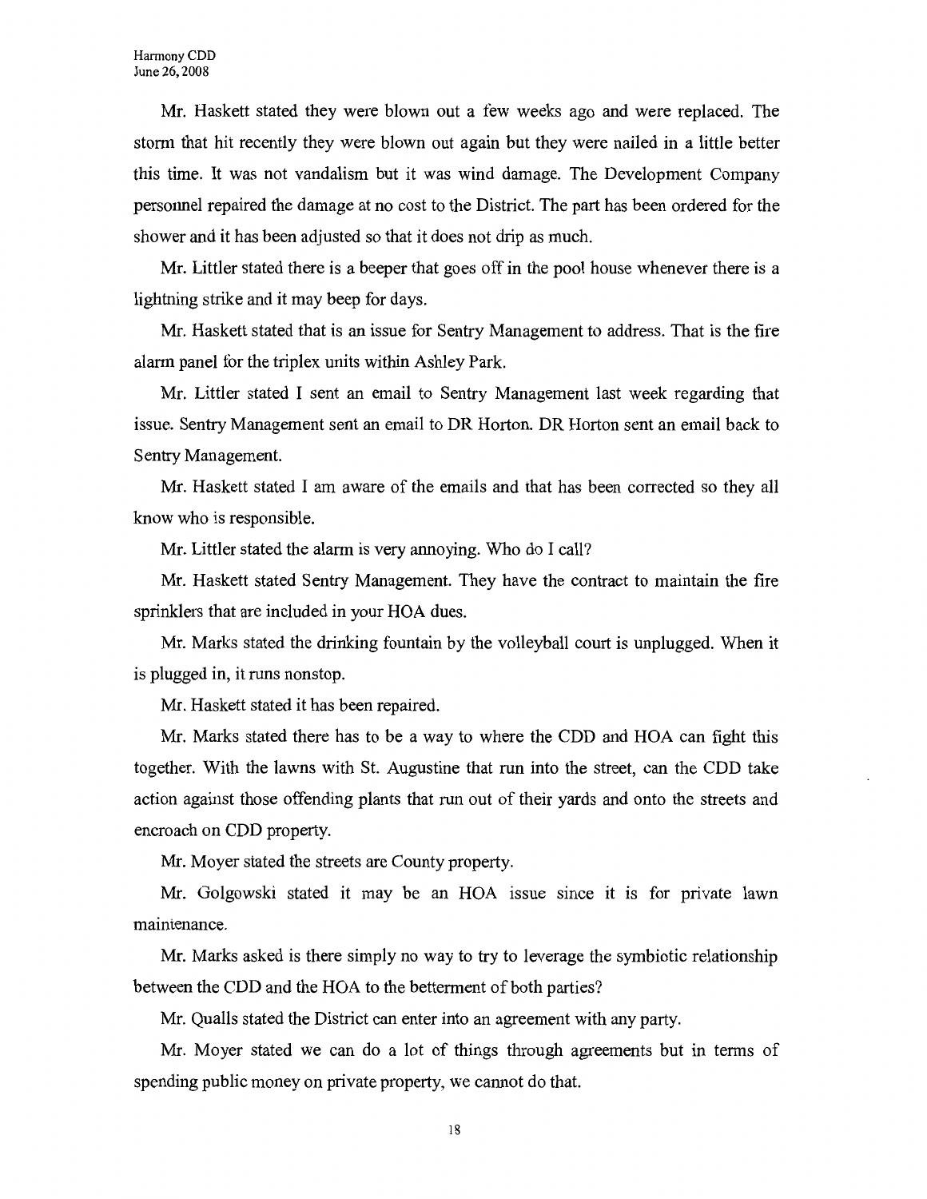Mr. Haskett stated they were blown out a few weeks ago and were replaced. The storm that hit recently they were blown out again but they were nailed in a little better this time. It was not vandalism but it was wind damage. The Development Company personnel repaired the damage at no cost to the District. The part has been ordered for the shower and it has been adjusted so that it does not drip as much.

Mr. Littler stated there is a beeper that goes off in the pool house whenever there is a lightning strike and it may beep for days.

Mr. Haskett stated that is an issue for Sentry Management to address. That is the fire alarm panel for the triplex units within Ashley Park.

Mr. Littler stated I sent an email to Sentry Management last week regarding that issue. Sentry Management sent an email to DR Horton. DR Horton sent an email back to Sentry Management.

Mr. Haskett stated I am aware of the emails and that has been corrected so they all know who is responsible.

Mr. Littler stated the alarm is very annoying. Who do I call?

Mr. Haskett stated Sentry Management. They have the contract to maintain the fire sprinklers that are included in your HOA dues.

Mr. Marks stated the drinking fountain by the volleyball court is unplugged. When it is plugged in, it runs nonstop.

Mr. Haskett stated it has been repaired.

Mr. Marks stated there has to be a way to where the CDD and HOA can fight this together. With the lawns with St. Augustine that run into the street, can the CDD take action against those offending plants that run out of their yards and onto the streets and encroach on CDD property.

Mr. Moyer stated the streets are County property.

Mr. Golgowski stated it may be an HOA issue since it is for private lawn maintenance.

Mr. Marks asked is there simply no way to try to leverage the symbiotic relationship between the CDD and the HOA to the betterment of both parties?

Mr. Qualls stated the District can enter into an agreement with any party.

Mr. Moyer stated we can do a lot of things through agreements but in terms of spending public money on private property, we cannot do that.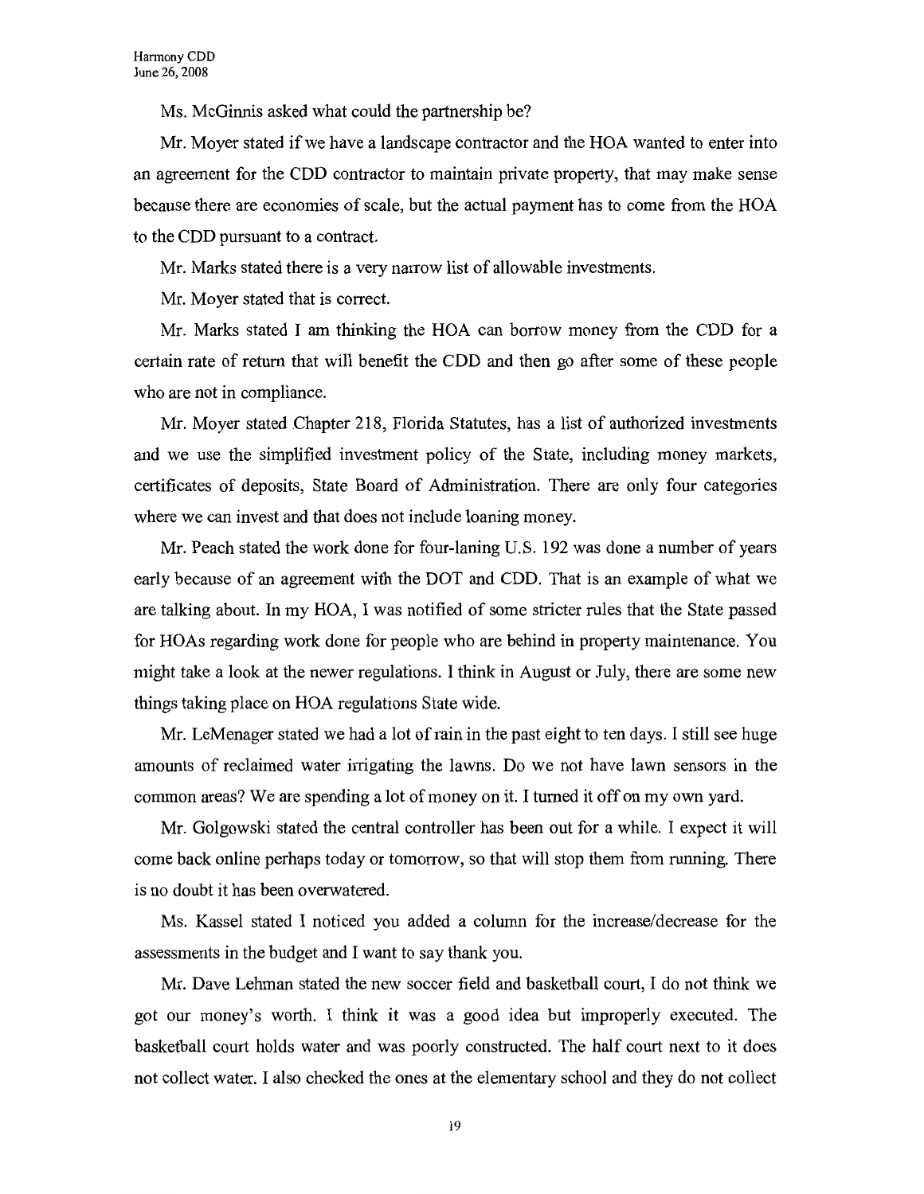Ms. McGinnis asked what could the partnership be?

Mr. Moyer stated if we have a landscape contractor and the HOA wanted to enter into an agreement for the CDD contractor to maintain private property, that may make sense because there are economies of scale, but the actual payment has to come from the HOA to the CDD pursuant to a contract.

Mr. Marks stated there is a very narrow list of allowable investments.

Mr. Moyer stated that is correct.

Mr. Marks stated I am thinking the HOA can borrow money from the CDD for a certain rate of return that will benefit the CDD and then go after some of these people who are not in compliance.

Mr. Moyer stated Chapter 218, Florida Statutes, has a list of authorized investments and we use the simplified investment policy of the State, including money markets, certificates of deposits, State Board of Administration. There are only four categories where we can invest and that does not include loaning money.

Mr. Peach stated the work done for four-laning U.S. 192 was done a number of years early because of an agreement with the DOT and CDD. That is an example of what we are talking about. In my HOA, I was notified of some stricter rules that the State passed for HOAs regarding work done for people who are behind in property maintenance. You might take a look at the newer regulations. I think in August or July, there are some new things taking place on HOA regulations State wide.

Mr. LeMenager stated we had a lot of rain in the past eight to ten days. I still see huge amounts of reclaimed water irrigating the lawns. Do we not have lawn sensors in the common areas? We are spending a lot of money on it. I turned it off on my own yard.

Mr. Golgowski stated the central controller has been out for a while. I expect it will come back online perhaps today or tomorrow, so that will stop them from running. There is no doubt it has been overwatered.

Ms. Kassel stated I noticed you added a column for the increase/decrease for the assessments in the budget and I want to say thank you.

Mr. Dave Lehman stated the new soccer field and basketball court, I do not think we got our money's worth. I think it was a good idea but improperly executed. The basketball court holds water and was poorly constructed. The half court next to it does not collect water. I also checked the ones at the elementary school and they do not collect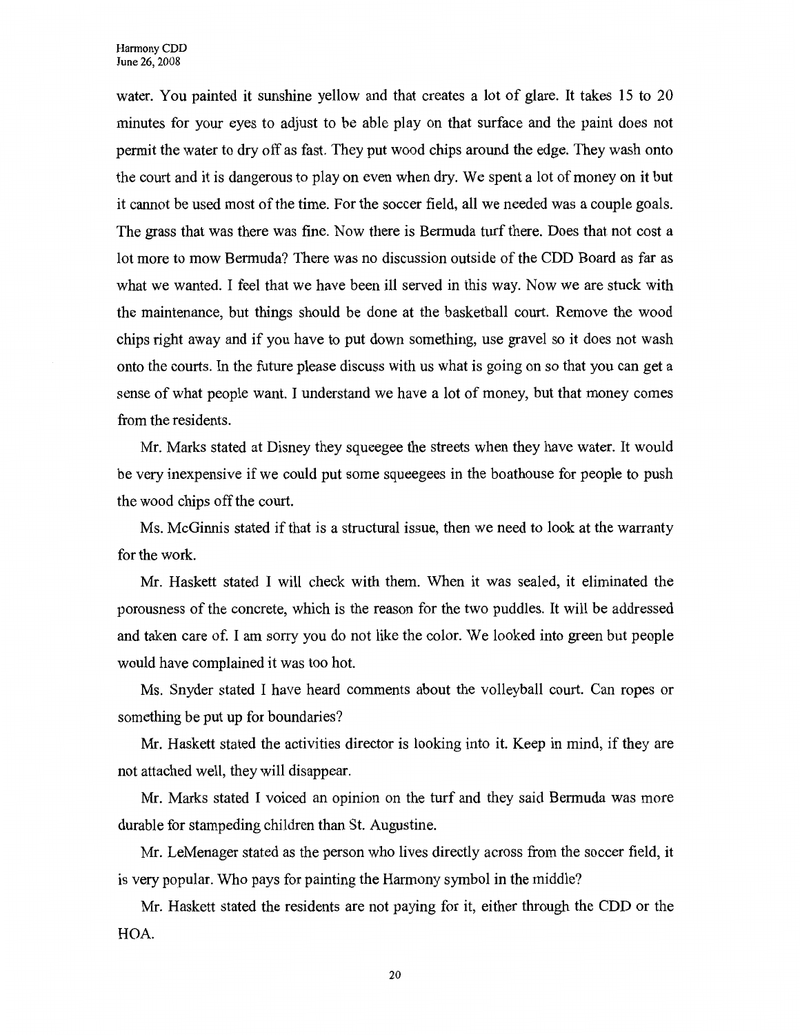water. You painted it sunshine yellow and that creates a lot of glare. It takes 15 to 20 minutes for your eyes to adjust to be able play on that surface and the paint does not permit the water to dry off as fast. They put wood chips around the edge. They wash onto the court and it is dangerous to play on even when dry. We spent a lot of money on it but it cannot be used most of the time. For the soccer field, all we needed was a couple goals. The grass that was there was fine. Now there is Bermuda turf there. Does that not cost a lot more to mow Bermuda? There was no discussion outside of the CDD Board as far as what we wanted. I feel that we have been ill served in this way. Now we are stuck with the maintenance, but things should be done at the basketball court. Remove the wood chips right away and if you have to put down something, use gravel so it does not wash onto the courts. In the future please discuss with us what is going on so that you can get a sense of what people want. I understand we have a lot of money, but that money comes from the residents.

Mr. Marks stated at Disney they squeegee the streets when they have water. It would be very inexpensive if we could put some squeegees in the boathouse for people to push the wood chips off the court.

Ms. McGinnis stated if that is a structural issue, then we need to look at the warranty for the work.

Mr. Haskett stated I will check with them. When it was sealed, it eliminated the porousness of the concrete, which is the reason for the two puddles. It will be addressed and taken care of. I am sorry you do not like the color. We looked into green but people would have complained it was too hot.

Ms. Snyder stated I have heard comments about the volleyball court. Can ropes or something be put up for boundaries?

Mr. Haskett stated the activities director is looking into it. Keep in mind, if they are not attached well, they will disappear.

Mr. Marks stated I voiced an opinion on the turf and they said Bermuda was more durable for stampeding children than St. Augustine.

Mr. LeMenager stated as the person who lives directly across from the soccer field, it is very popular. Who pays for painting the Harmony symbol in the middle?

Mr. Haskett stated the residents are not paying for it, either through the CDD or the HOA.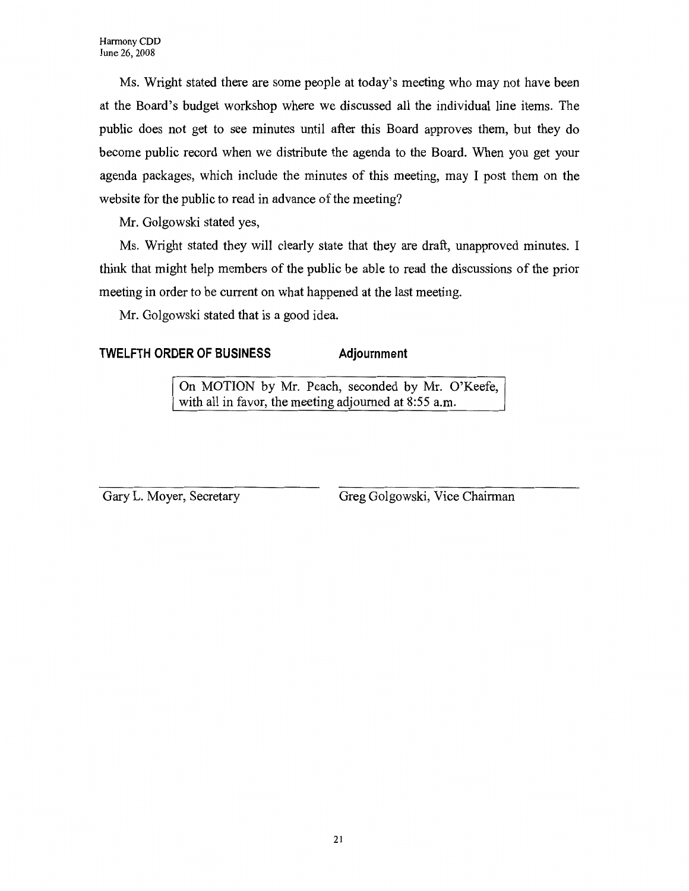Ms. Wright stated there are some people at today's meeting who may not have been at the Board's budget workshop where we discussed all the individual line items. The public does not get to see minutes until after this Board approves them, but they do become public record when we distribute the agenda to the Board. When you get your agenda packages, which include the minutes of this meeting, may I post them on the website for the public to read in advance of the meeting?

Mr. Golgowski stated yes,

Ms. Wright stated they will clearly state that they are draft, unapproved minutes. I think that might help members of the public be able to read the discussions of the prior meeting in order to be current on what happened at the last meeting.

Mr. Golgowski stated that is a good idea.

**TWELFTH ORDER OF BUSINESS** **Adjournment**

On MOTION by Mr. Peach, seconded by Mr. O'Keefe, with all in favor, the meeting adjourned at 8:55 a.m.

Gary L. Moyer, Secretary

Greg Golgowski, Vice Chairman